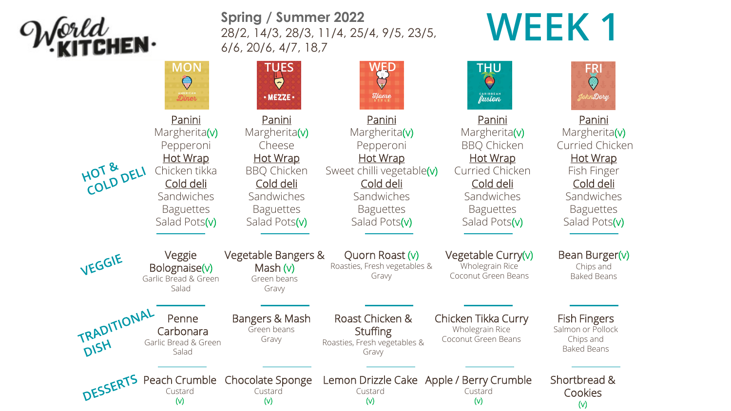# World Kitchen

**Spring / Summer 2022**
28/2, 14/3, 28/3, 11/4, 25/4, 9/5, 23/5, 6/6, 20/6, 4/7, 18,7

# WEEK 1

| | MON (American Diner) | TUES (Mezze) | WED (Home Style) | THU (Caribbean Fusion) | FRI (John Dory) |
|---|---|---|---|---|---|
| **HOT & COLD DELI** | Panini<br>Margherita(v)<br>Pepperoni<br>Hot Wrap<br>Chicken tikka<br>Cold deli<br>Sandwiches<br>Baguettes<br>Salad Pots(v) | Panini<br>Margherita(v)<br>Cheese<br>Hot Wrap<br>BBQ Chicken<br>Cold deli<br>Sandwiches<br>Baguettes<br>Salad Pots(v) | Panini<br>Margherita(v)<br>Pepperoni<br>Hot Wrap<br>Sweet chilli vegetable(v)<br>Cold deli<br>Sandwiches<br>Baguettes<br>Salad Pots(v) | Panini<br>Margherita(v)<br>BBQ Chicken<br>Hot Wrap<br>Curried Chicken<br>Cold deli<br>Sandwiches<br>Baguettes<br>Salad Pots(v) | Panini<br>Margherita(v)<br>Curried Chicken<br>Hot Wrap<br>Fish Finger<br>Cold deli<br>Sandwiches<br>Baguettes<br>Salad Pots(v) |
| **VEGGIE** | Veggie Bolognaise(v)<br>Garlic Bread & Green Salad | Vegetable Bangers & Mash (v)<br>Green beans<br>Gravy | Quorn Roast (v)<br>Roasties, Fresh vegetables & Gravy | Vegetable Curry(v)<br>Wholegrain Rice<br>Coconut Green Beans | Bean Burger(v)<br>Chips and Baked Beans |
| **TRADITIONAL DISH** | Penne Carbonara<br>Garlic Bread & Green Salad | Bangers & Mash<br>Green beans<br>Gravy | Roast Chicken & Stuffing<br>Roasties, Fresh vegetables & Gravy | Chicken Tikka Curry<br>Wholegrain Rice<br>Coconut Green Beans | Fish Fingers<br>Salmon or Pollock<br>Chips and Baked Beans |
| **DESSERTS** | Peach Crumble<br>Custard<br>(v) | Chocolate Sponge<br>Custard<br>(v) | Lemon Drizzle Cake<br>Custard<br>(v) | Apple / Berry Crumble<br>Custard<br>(v) | Shortbread & Cookies<br>(v) |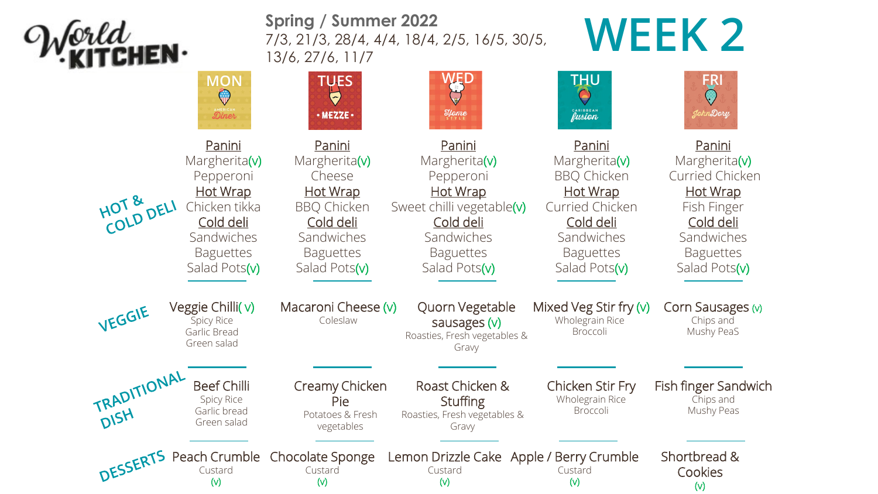# World Kitchen

## Spring / Summer 2022

7/3, 21/3, 28/4, 4/4, 18/4, 2/5, 16/5, 30/5, 13/6, 27/6, 11/7

# WEEK 2

| | MON (American Diner) | TUES (Mezze) | WED (Home Style) | THU (Caribbean Fusion) | FRI (John Dory) |
|---|---|---|---|---|---|
| HOT & COLD DELI | Panini<br>Margherita(v)<br>Pepperoni<br>Hot Wrap<br>Chicken tikka<br>Cold deli<br>Sandwiches<br>Baguettes<br>Salad Pots(v) | Panini<br>Margherita(v)<br>Cheese<br>Hot Wrap<br>BBQ Chicken<br>Cold deli<br>Sandwiches<br>Baguettes<br>Salad Pots(v) | Panini<br>Margherita(v)<br>Pepperoni<br>Hot Wrap<br>Sweet chilli vegetable(v)<br>Cold deli<br>Sandwiches<br>Baguettes<br>Salad Pots(v) | Panini<br>Margherita(v)<br>BBQ Chicken<br>Hot Wrap<br>Curried Chicken<br>Cold deli<br>Sandwiches<br>Baguettes<br>Salad Pots(v) | Panini<br>Margherita(v)<br>Curried Chicken<br>Hot Wrap<br>Fish Finger<br>Cold deli<br>Sandwiches<br>Baguettes<br>Salad Pots(v) |
| VEGGIE | Veggie Chilli( v)<br>Spicy Rice<br>Garlic Bread<br>Green salad | Macaroni Cheese (v)<br>Coleslaw | Quorn Vegetable sausages (v)<br>Roasties, Fresh vegetables & Gravy | Mixed Veg Stir fry (v)<br>Wholegrain Rice<br>Broccoli | Corn Sausages (v)<br>Chips and Mushy PeaS |
| TRADITIONAL DISH | Beef Chilli<br>Spicy Rice<br>Garlic bread<br>Green salad | Creamy Chicken Pie<br>Potatoes & Fresh vegetables | Roast Chicken & Stuffing<br>Roasties, Fresh vegetables & Gravy | Chicken Stir Fry<br>Wholegrain Rice<br>Broccoli | Fish finger Sandwich<br>Chips and Mushy Peas |
| DESSERTS | Peach Crumble<br>Custard<br>(v) | Chocolate Sponge<br>Custard<br>(v) | Lemon Drizzle Cake<br>Custard<br>(v) | Apple / Berry Crumble<br>Custard<br>(v) | Shortbread & Cookies<br>(v) |